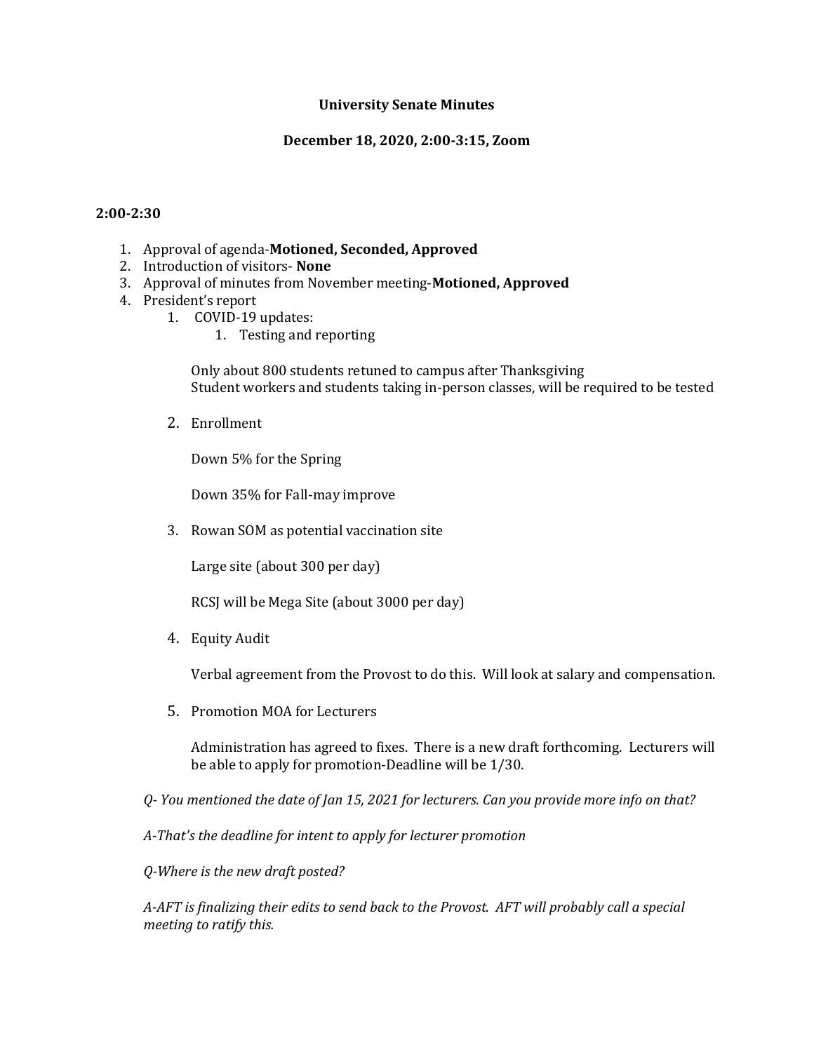**University Senate Minutes**

**December 18, 2020, 2:00-3:15, Zoom**

**2:00-2:30**

1. Approval of agenda-**Motioned, Seconded, Approved**
2. Introduction of visitors- **None**
3. Approval of minutes from November meeting-**Motioned, Approved**
4. President's report
    1. COVID-19 updates:
        1. Testing and reporting

        Only about 800 students retuned to campus after Thanksgiving
        Student workers and students taking in-person classes, will be required to be tested

    2. Enrollment

        Down 5% for the Spring

        Down 35% for Fall-may improve

    3. Rowan SOM as potential vaccination site

        Large site (about 300 per day)

        RCSJ will be Mega Site (about 3000 per day)

    4. Equity Audit

        Verbal agreement from the Provost to do this. Will look at salary and compensation.

    5. Promotion MOA for Lecturers

        Administration has agreed to fixes. There is a new draft forthcoming. Lecturers will be able to apply for promotion-Deadline will be 1/30.

    *Q- You mentioned the date of Jan 15, 2021 for lecturers. Can you provide more info on that?*

    *A-That's the deadline for intent to apply for lecturer promotion*

    *Q-Where is the new draft posted?*

    *A-AFT is finalizing their edits to send back to the Provost. AFT will probably call a special meeting to ratify this.*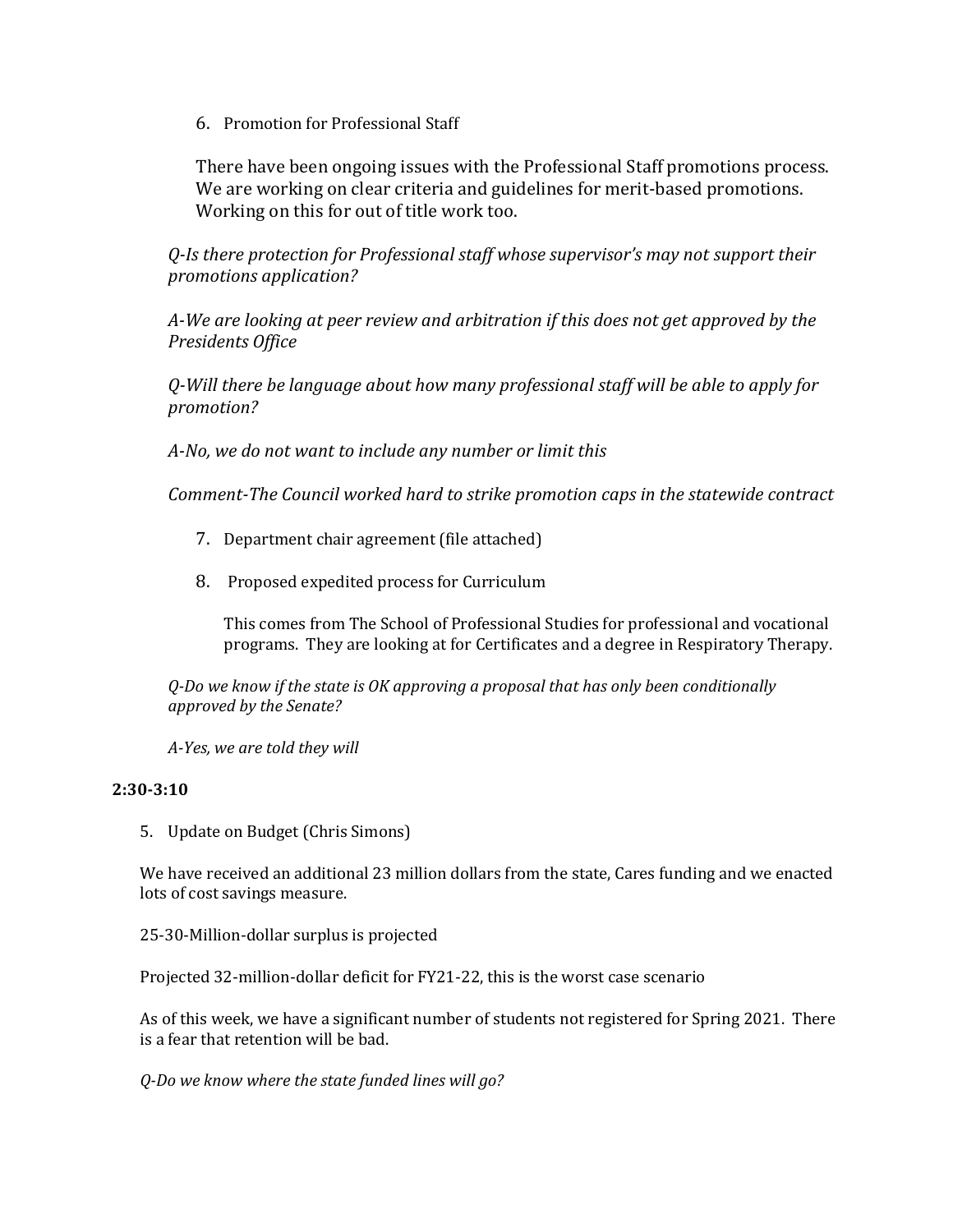6. Promotion for Professional Staff

   There have been ongoing issues with the Professional Staff promotions process. We are working on clear criteria and guidelines for merit-based promotions. Working on this for out of title work too.

*Q-Is there protection for Professional staff whose supervisor's may not support their promotions application?*

*A-We are looking at peer review and arbitration if this does not get approved by the Presidents Office*

*Q-Will there be language about how many professional staff will be able to apply for promotion?*

*A-No, we do not want to include any number or limit this*

*Comment-The Council worked hard to strike promotion caps in the statewide contract*

7. Department chair agreement (file attached)

8. Proposed expedited process for Curriculum

   This comes from The School of Professional Studies for professional and vocational programs. They are looking at for Certificates and a degree in Respiratory Therapy.

*Q-Do we know if the state is OK approving a proposal that has only been conditionally approved by the Senate?*

*A-Yes, we are told they will*

**2:30-3:10**

5. Update on Budget (Chris Simons)

We have received an additional 23 million dollars from the state, Cares funding and we enacted lots of cost savings measure.

25-30-Million-dollar surplus is projected

Projected 32-million-dollar deficit for FY21-22, this is the worst case scenario

As of this week, we have a significant number of students not registered for Spring 2021. There is a fear that retention will be bad.

*Q-Do we know where the state funded lines will go?*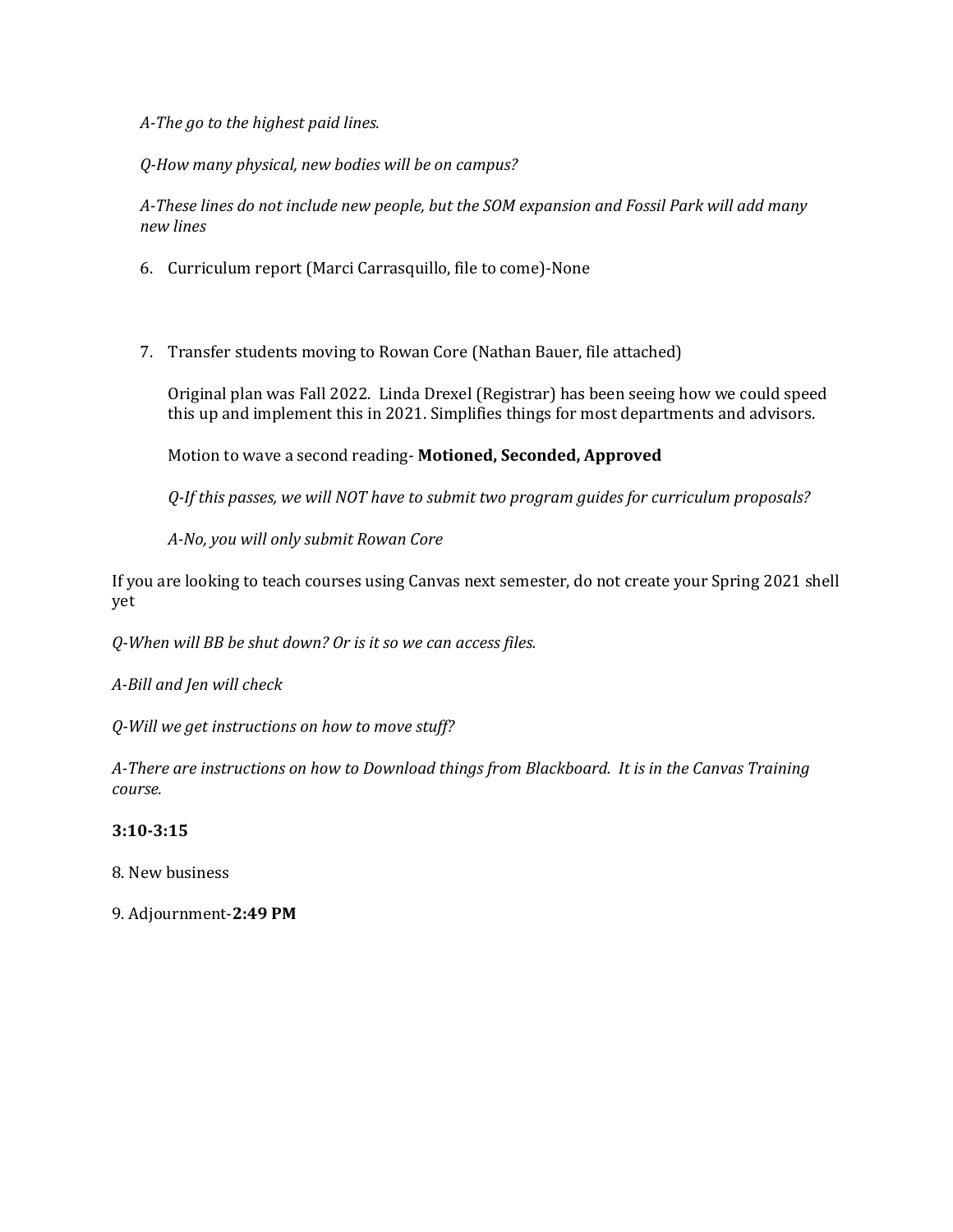*A-The go to the highest paid lines.*

*Q-How many physical, new bodies will be on campus?*

*A-These lines do not include new people, but the SOM expansion and Fossil Park will add many new lines*

6. Curriculum report (Marci Carrasquillo, file to come)-None

7. Transfer students moving to Rowan Core (Nathan Bauer, file attached)

   Original plan was Fall 2022. Linda Drexel (Registrar) has been seeing how we could speed this up and implement this in 2021. Simplifies things for most departments and advisors.

   Motion to wave a second reading- **Motioned, Seconded, Approved**

   *Q-If this passes, we will NOT have to submit two program guides for curriculum proposals?*

   *A-No, you will only submit Rowan Core*

If you are looking to teach courses using Canvas next semester, do not create your Spring 2021 shell yet

*Q-When will BB be shut down? Or is it so we can access files.*

*A-Bill and Jen will check*

*Q-Will we get instructions on how to move stuff?*

*A-There are instructions on how to Download things from Blackboard. It is in the Canvas Training course.*

**3:10-3:15**

8. New business

9. Adjournment-**2:49 PM**